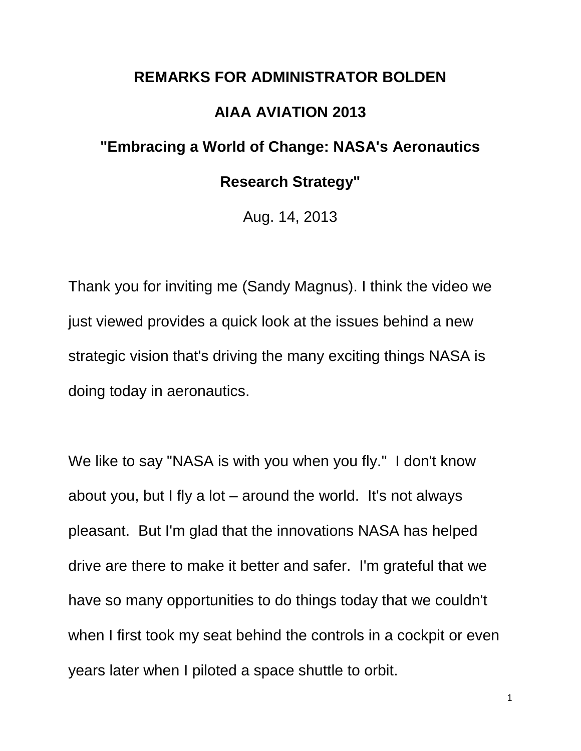# REMARKS FOR ADMINISTRATOR BOLDEN

## AIAA AVIATION 2013

## "Embracing a World of Change: NASA's Aeronautics Research Strategy"

Aug. 14, 2013

Thank you for inviting me (Sandy Magnus). I think the video we just viewed provides a quick look at the issues behind a new strategic vision that's driving the many exciting things NASA is doing today in aeronautics.

We like to say "NASA is with you when you fly." I don't know about you, but I fly a lot – around the world. It's not always pleasant. But I'm glad that the innovations NASA has helped drive are there to make it better and safer. I'm grateful that we have so many opportunities to do things today that we couldn't when I first took my seat behind the controls in a cockpit or even years later when I piloted a space shuttle to orbit.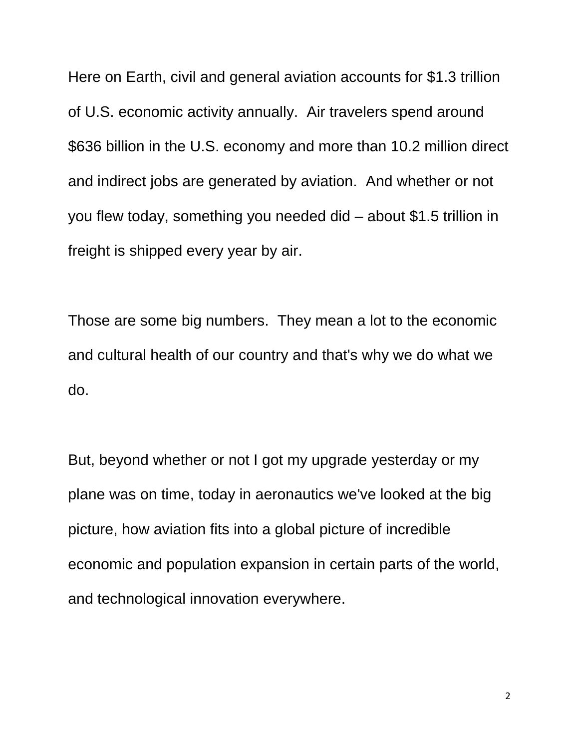Here on Earth, civil and general aviation accounts for $1.3 trillion of U.S. economic activity annually. Air travelers spend around $636 billion in the U.S. economy and more than 10.2 million direct and indirect jobs are generated by aviation. And whether or not you flew today, something you needed did – about $1.5 trillion in freight is shipped every year by air.

Those are some big numbers. They mean a lot to the economic and cultural health of our country and that's why we do what we do.

But, beyond whether or not I got my upgrade yesterday or my plane was on time, today in aeronautics we've looked at the big picture, how aviation fits into a global picture of incredible economic and population expansion in certain parts of the world, and technological innovation everywhere.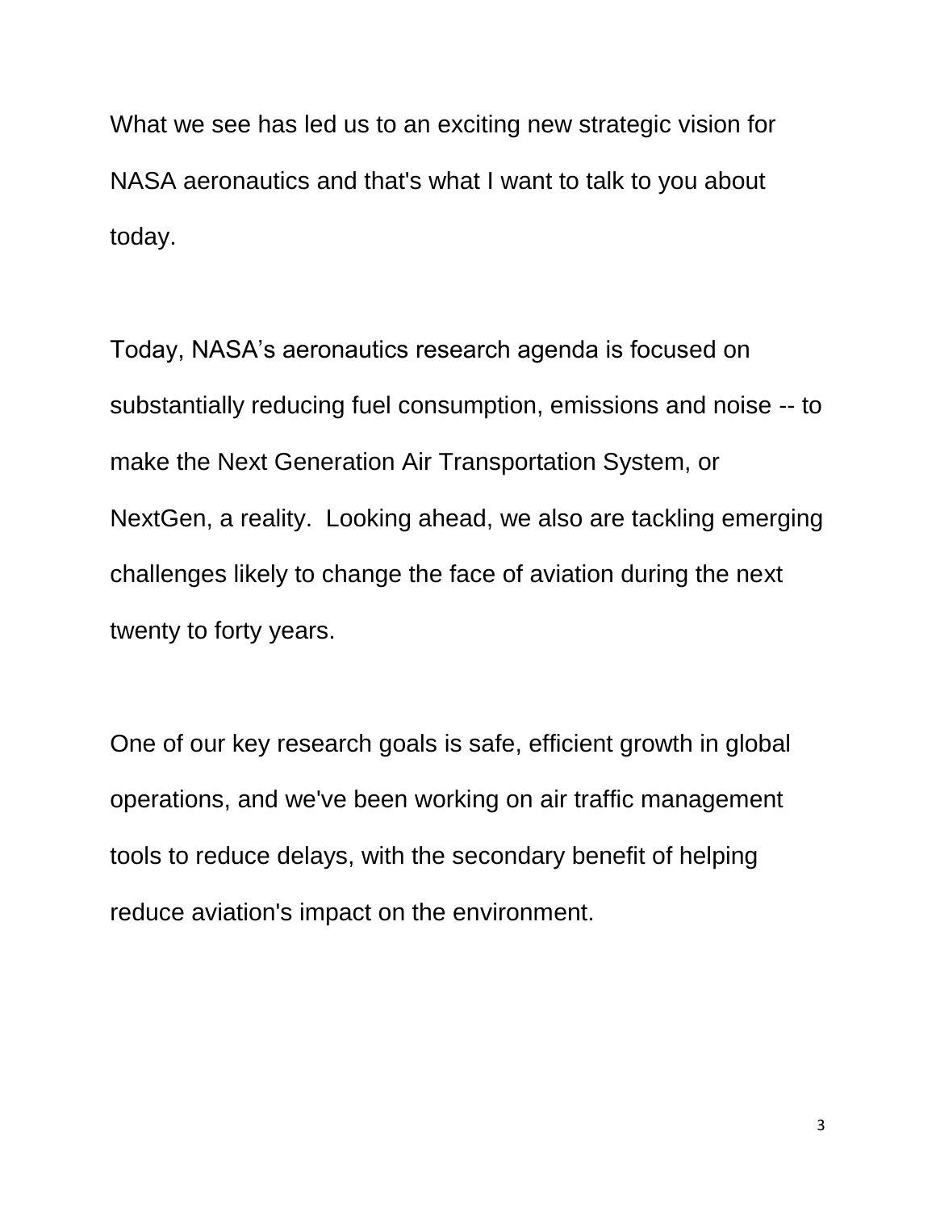What we see has led us to an exciting new strategic vision for NASA aeronautics and that's what I want to talk to you about today.

Today, NASA's aeronautics research agenda is focused on substantially reducing fuel consumption, emissions and noise -- to make the Next Generation Air Transportation System, or NextGen, a reality. Looking ahead, we also are tackling emerging challenges likely to change the face of aviation during the next twenty to forty years.

One of our key research goals is safe, efficient growth in global operations, and we've been working on air traffic management tools to reduce delays, with the secondary benefit of helping reduce aviation's impact on the environment.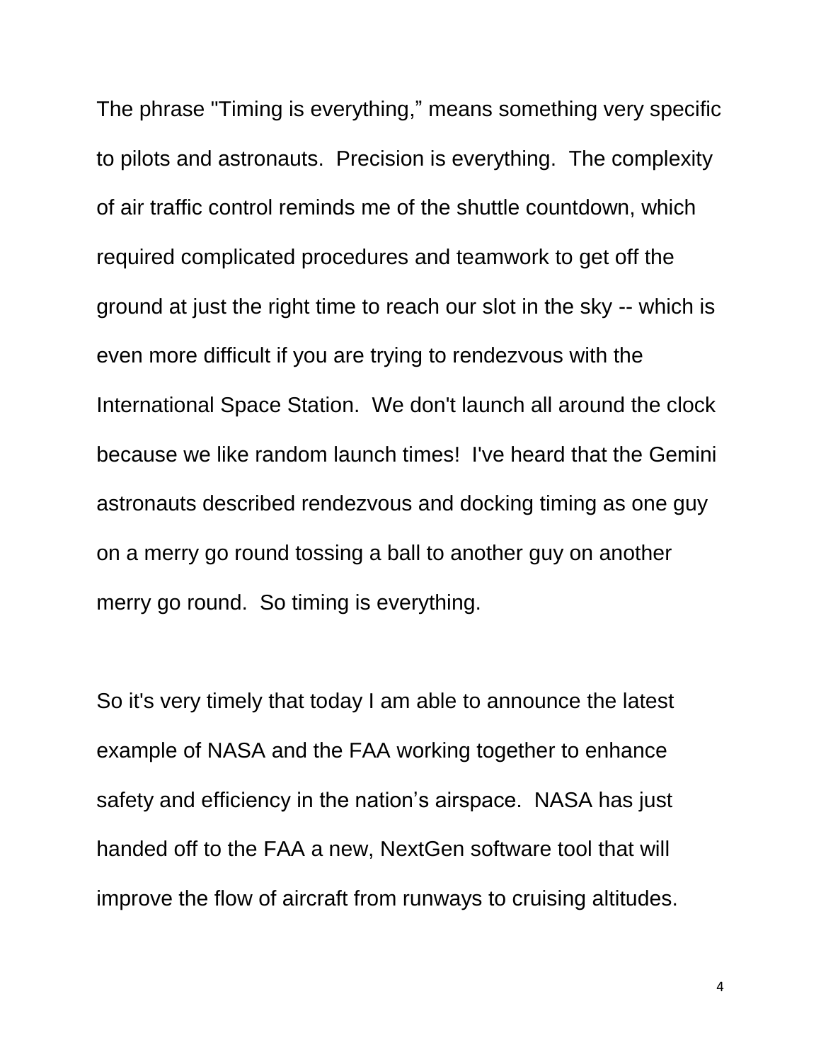The phrase "Timing is everything," means something very specific to pilots and astronauts.  Precision is everything.  The complexity of air traffic control reminds me of the shuttle countdown, which required complicated procedures and teamwork to get off the ground at just the right time to reach our slot in the sky -- which is even more difficult if you are trying to rendezvous with the International Space Station.  We don't launch all around the clock because we like random launch times!  I've heard that the Gemini astronauts described rendezvous and docking timing as one guy on a merry go round tossing a ball to another guy on another merry go round.  So timing is everything.

So it's very timely that today I am able to announce the latest example of NASA and the FAA working together to enhance safety and efficiency in the nation's airspace.  NASA has just handed off to the FAA a new, NextGen software tool that will improve the flow of aircraft from runways to cruising altitudes.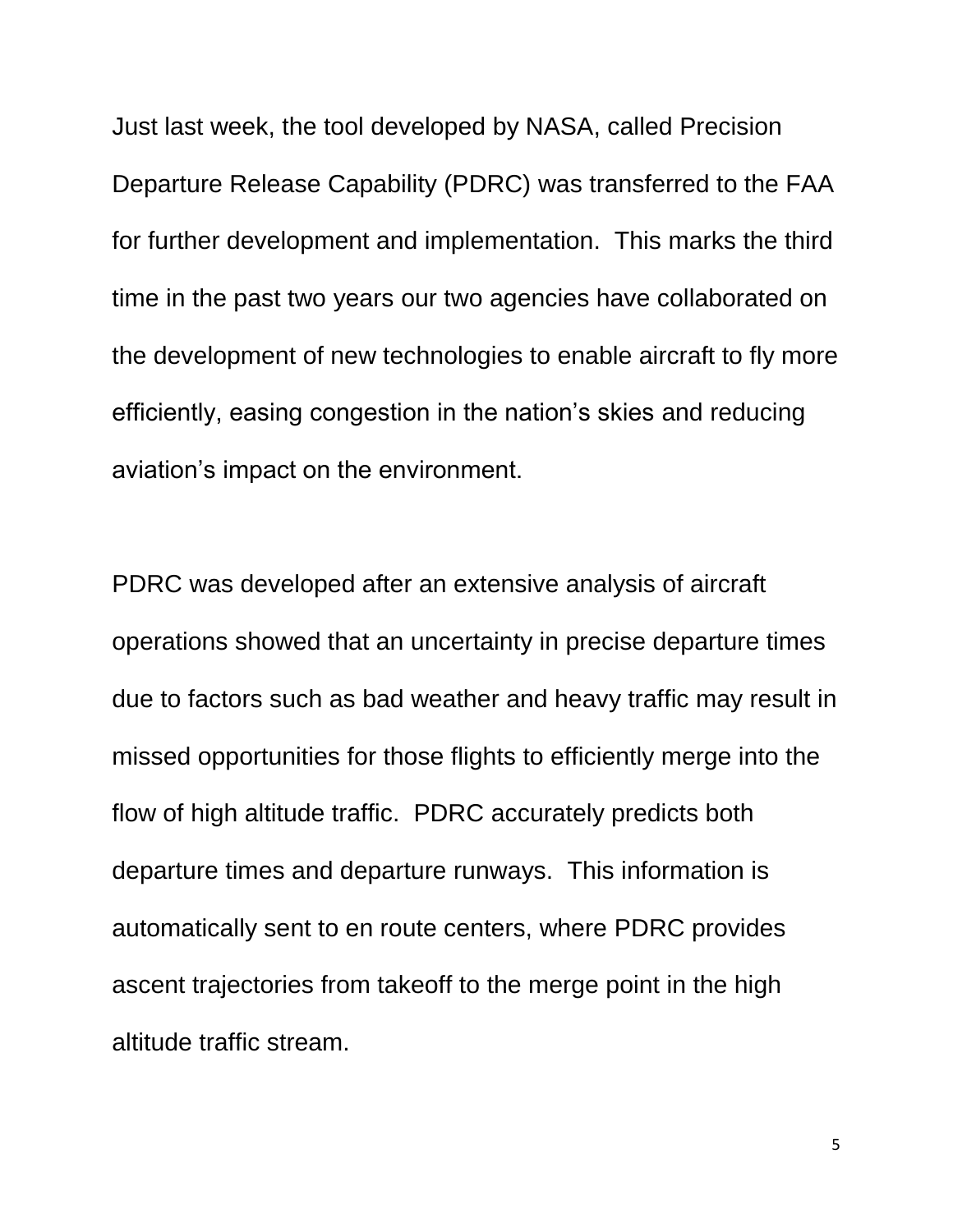Just last week, the tool developed by NASA, called Precision Departure Release Capability (PDRC) was transferred to the FAA for further development and implementation. This marks the third time in the past two years our two agencies have collaborated on the development of new technologies to enable aircraft to fly more efficiently, easing congestion in the nation's skies and reducing aviation's impact on the environment.

PDRC was developed after an extensive analysis of aircraft operations showed that an uncertainty in precise departure times due to factors such as bad weather and heavy traffic may result in missed opportunities for those flights to efficiently merge into the flow of high altitude traffic. PDRC accurately predicts both departure times and departure runways. This information is automatically sent to en route centers, where PDRC provides ascent trajectories from takeoff to the merge point in the high altitude traffic stream.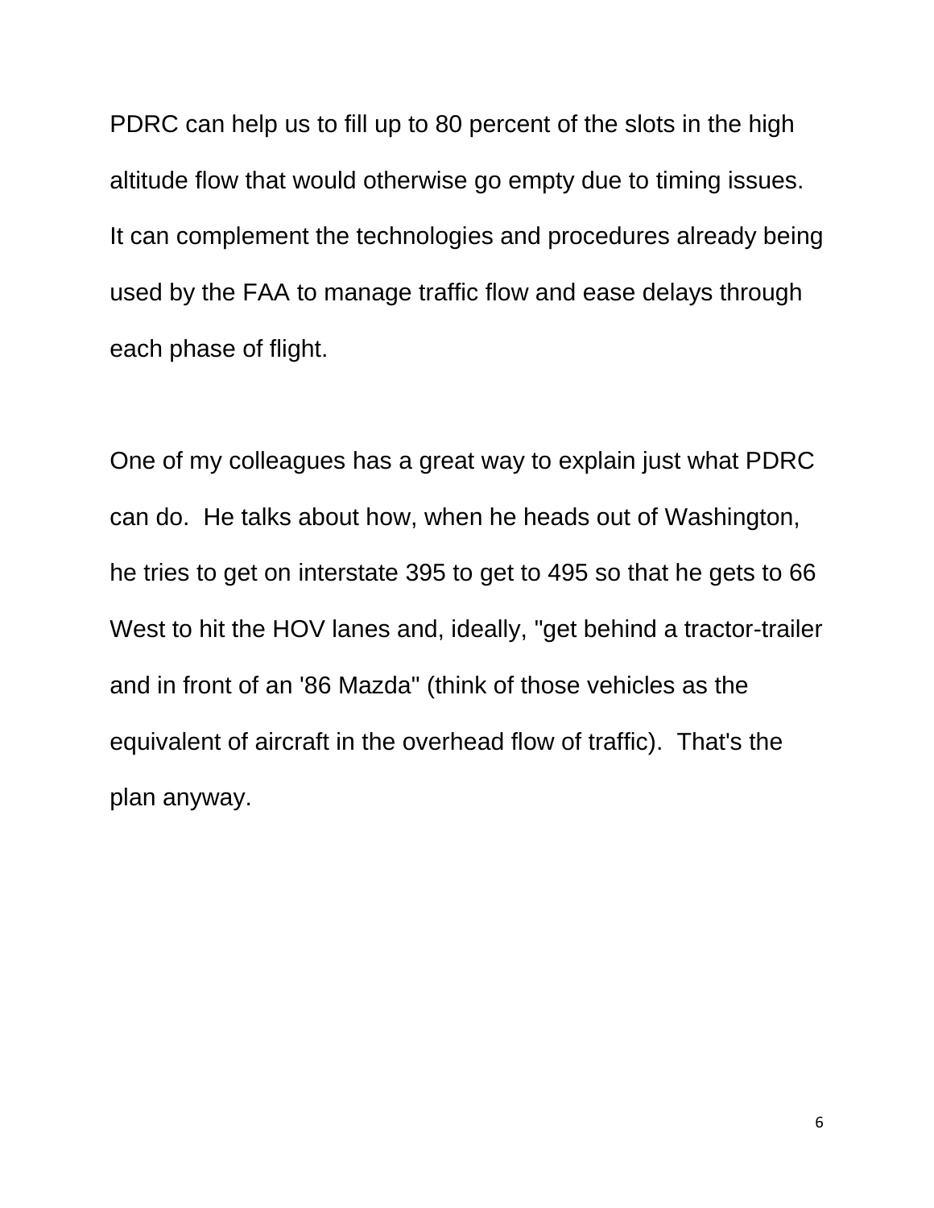PDRC can help us to fill up to 80 percent of the slots in the high altitude flow that would otherwise go empty due to timing issues. It can complement the technologies and procedures already being used by the FAA to manage traffic flow and ease delays through each phase of flight.

One of my colleagues has a great way to explain just what PDRC can do. He talks about how, when he heads out of Washington, he tries to get on interstate 395 to get to 495 so that he gets to 66 West to hit the HOV lanes and, ideally, "get behind a tractor-trailer and in front of an '86 Mazda" (think of those vehicles as the equivalent of aircraft in the overhead flow of traffic). That's the plan anyway.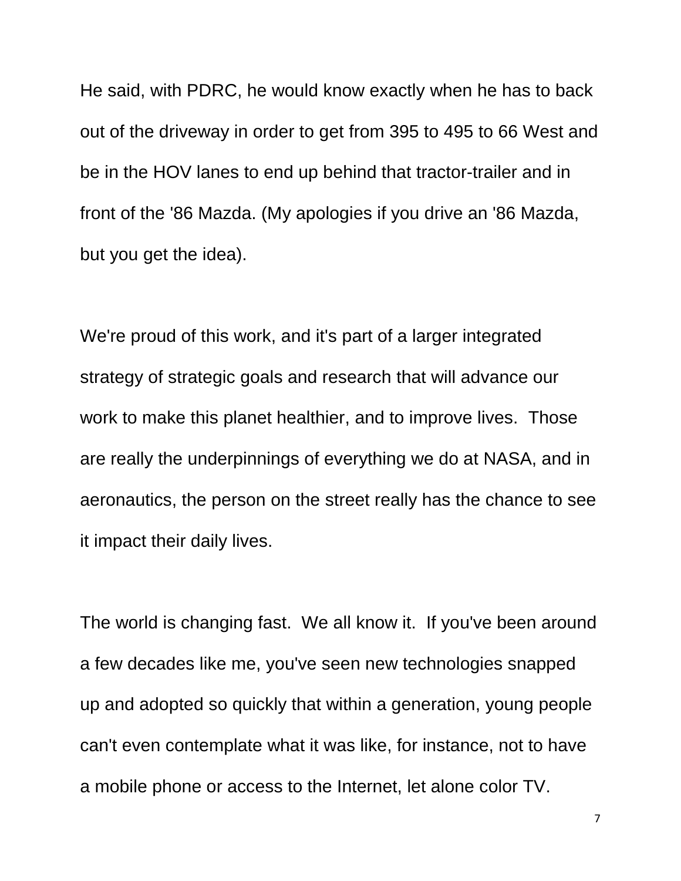He said, with PDRC, he would know exactly when he has to back out of the driveway in order to get from 395 to 495 to 66 West and be in the HOV lanes to end up behind that tractor-trailer and in front of the '86 Mazda. (My apologies if you drive an '86 Mazda, but you get the idea).

We're proud of this work, and it's part of a larger integrated strategy of strategic goals and research that will advance our work to make this planet healthier, and to improve lives. Those are really the underpinnings of everything we do at NASA, and in aeronautics, the person on the street really has the chance to see it impact their daily lives.

The world is changing fast. We all know it. If you've been around a few decades like me, you've seen new technologies snapped up and adopted so quickly that within a generation, young people can't even contemplate what it was like, for instance, not to have a mobile phone or access to the Internet, let alone color TV.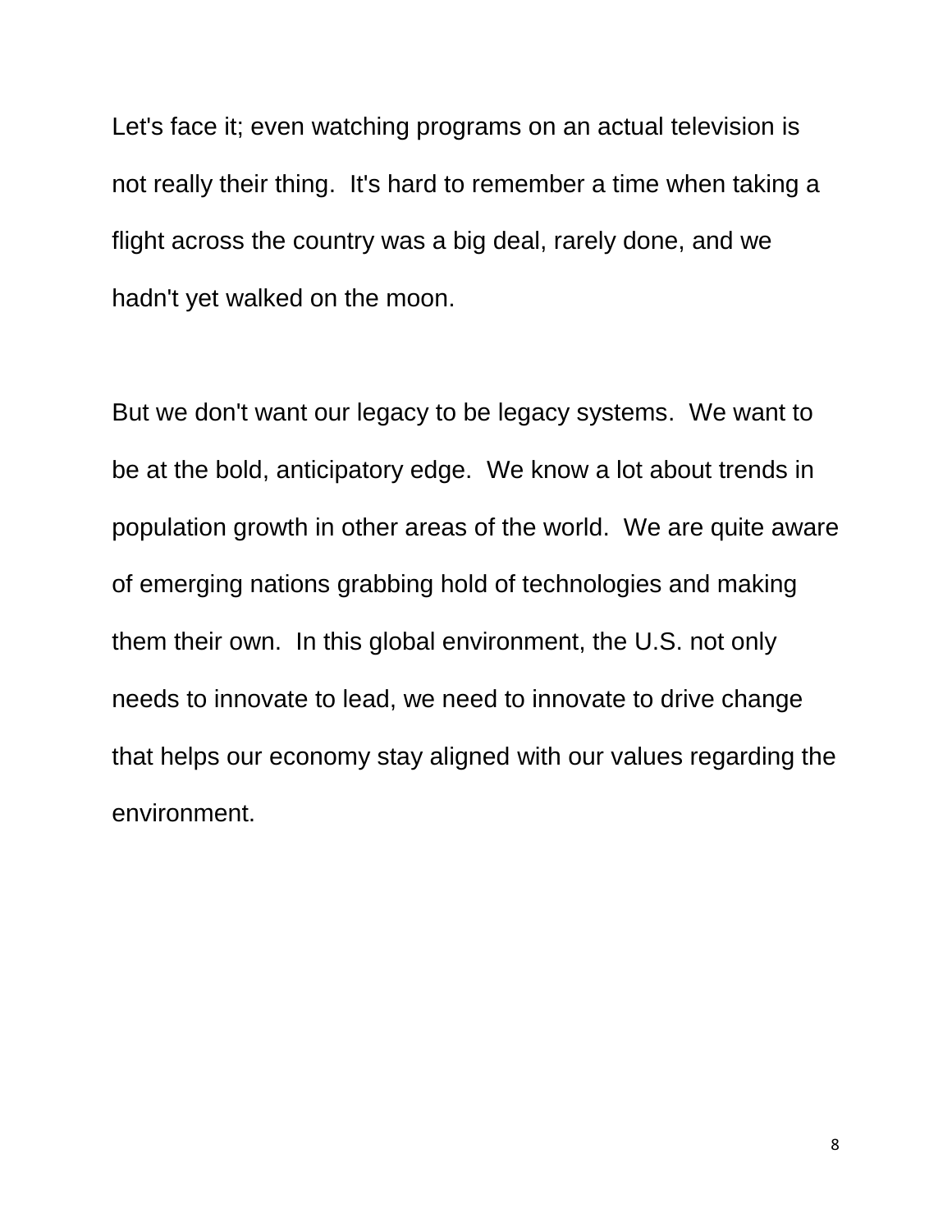Let's face it; even watching programs on an actual television is not really their thing. It's hard to remember a time when taking a flight across the country was a big deal, rarely done, and we hadn't yet walked on the moon.

But we don't want our legacy to be legacy systems. We want to be at the bold, anticipatory edge. We know a lot about trends in population growth in other areas of the world. We are quite aware of emerging nations grabbing hold of technologies and making them their own. In this global environment, the U.S. not only needs to innovate to lead, we need to innovate to drive change that helps our economy stay aligned with our values regarding the environment.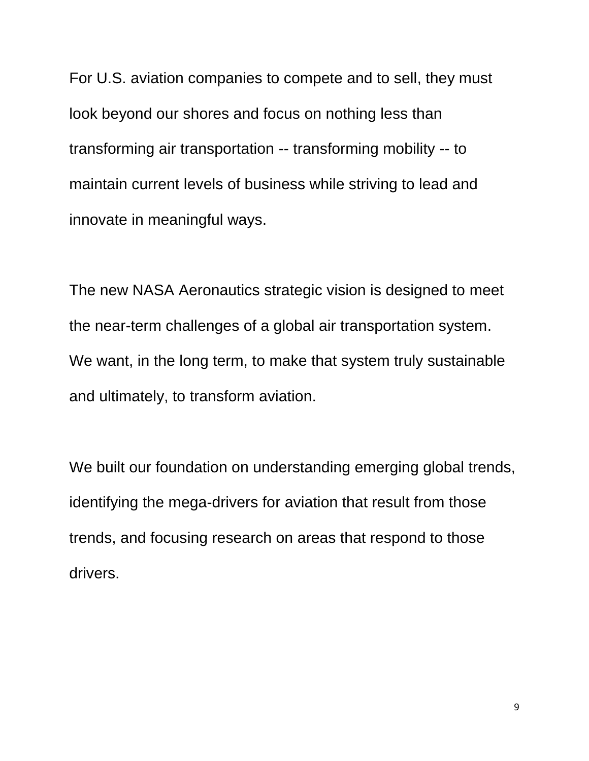For U.S. aviation companies to compete and to sell, they must look beyond our shores and focus on nothing less than transforming air transportation -- transforming mobility -- to maintain current levels of business while striving to lead and innovate in meaningful ways.

The new NASA Aeronautics strategic vision is designed to meet the near-term challenges of a global air transportation system. We want, in the long term, to make that system truly sustainable and ultimately, to transform aviation.

We built our foundation on understanding emerging global trends, identifying the mega-drivers for aviation that result from those trends, and focusing research on areas that respond to those drivers.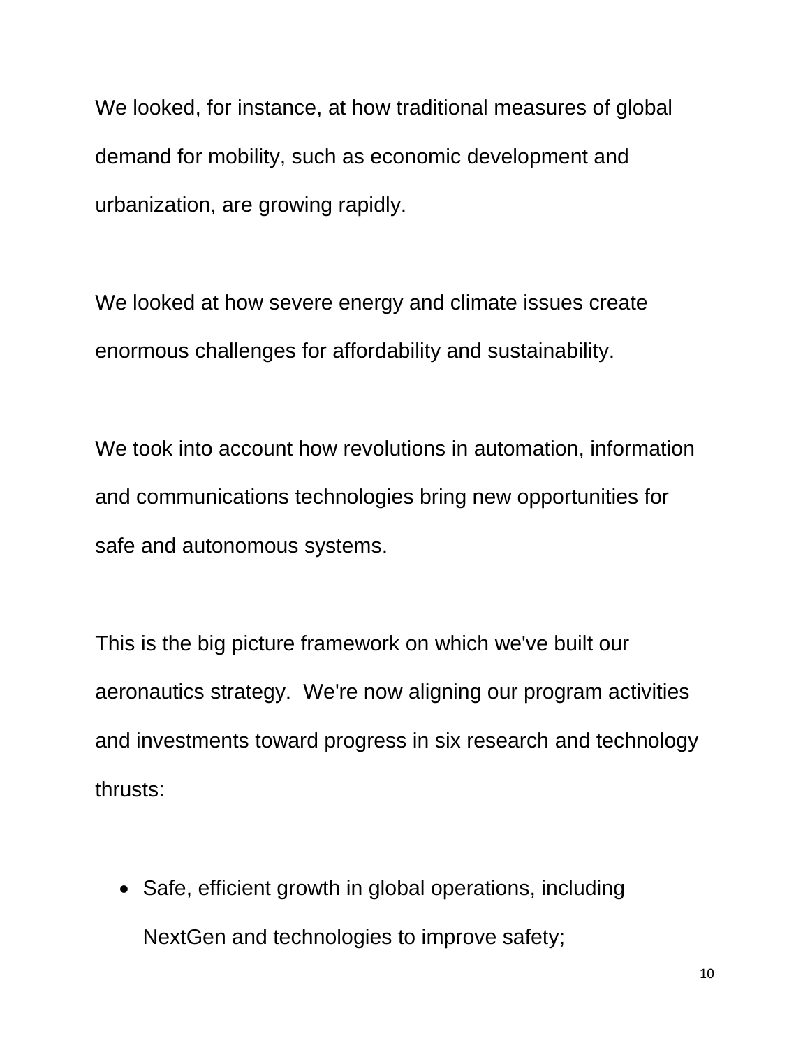We looked, for instance, at how traditional measures of global demand for mobility, such as economic development and urbanization, are growing rapidly.

We looked at how severe energy and climate issues create enormous challenges for affordability and sustainability.

We took into account how revolutions in automation, information and communications technologies bring new opportunities for safe and autonomous systems.

This is the big picture framework on which we've built our aeronautics strategy. We're now aligning our program activities and investments toward progress in six research and technology thrusts:

- Safe, efficient growth in global operations, including NextGen and technologies to improve safety;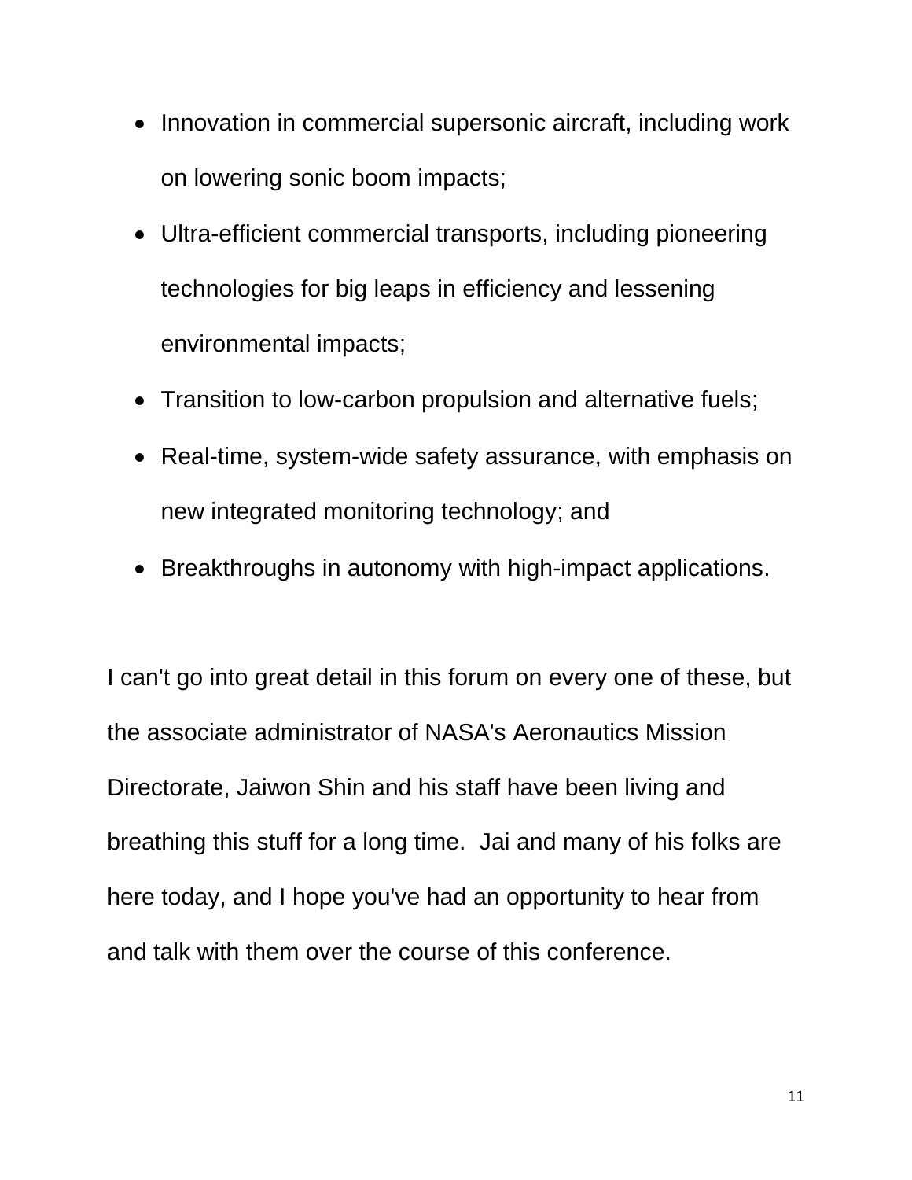- Innovation in commercial supersonic aircraft, including work on lowering sonic boom impacts;
- Ultra-efficient commercial transports, including pioneering technologies for big leaps in efficiency and lessening environmental impacts;
- Transition to low-carbon propulsion and alternative fuels;
- Real-time, system-wide safety assurance, with emphasis on new integrated monitoring technology; and
- Breakthroughs in autonomy with high-impact applications.

I can't go into great detail in this forum on every one of these, but the associate administrator of NASA's Aeronautics Mission Directorate, Jaiwon Shin and his staff have been living and breathing this stuff for a long time. Jai and many of his folks are here today, and I hope you've had an opportunity to hear from and talk with them over the course of this conference.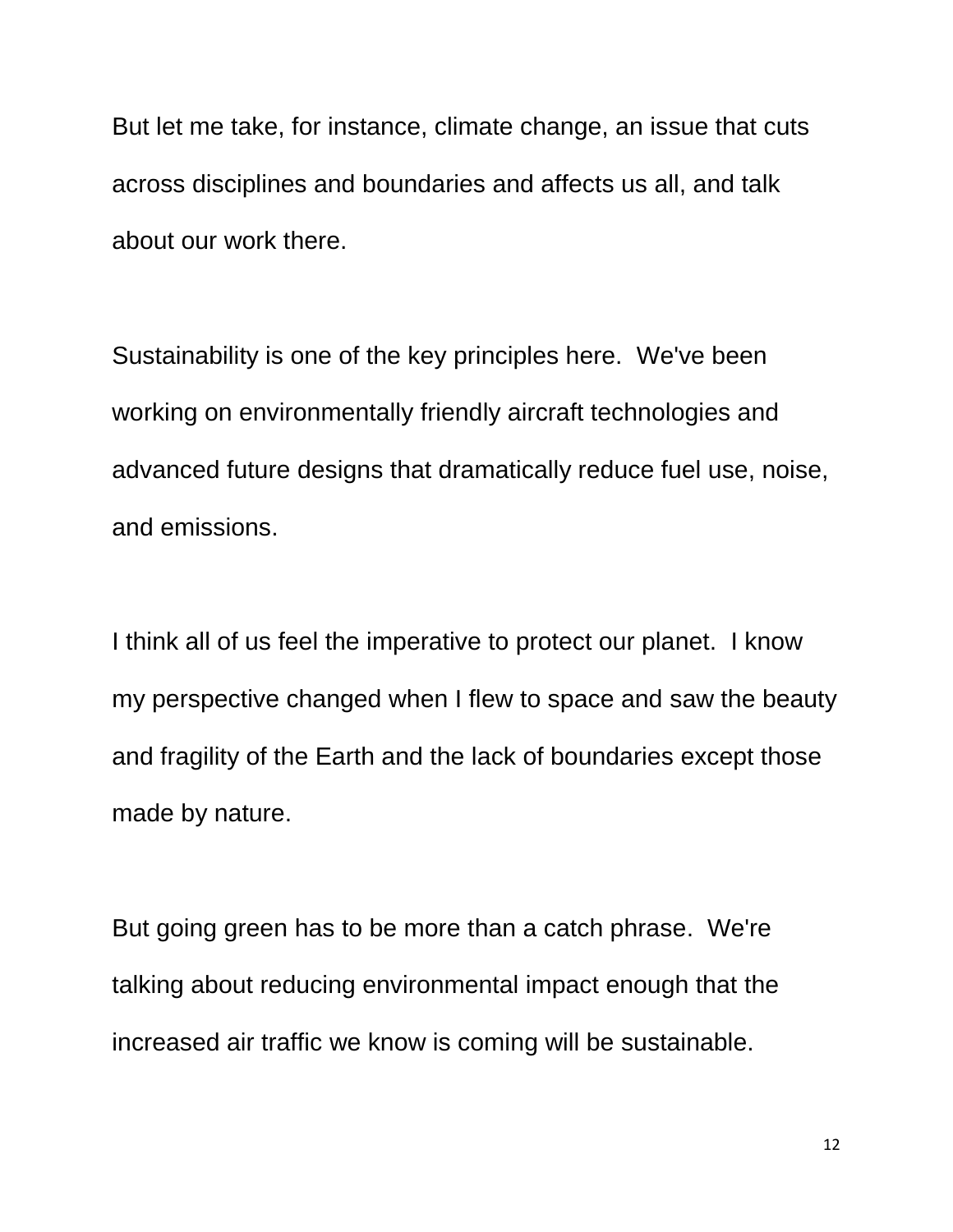But let me take, for instance, climate change, an issue that cuts across disciplines and boundaries and affects us all, and talk about our work there.

Sustainability is one of the key principles here. We've been working on environmentally friendly aircraft technologies and advanced future designs that dramatically reduce fuel use, noise, and emissions.

I think all of us feel the imperative to protect our planet. I know my perspective changed when I flew to space and saw the beauty and fragility of the Earth and the lack of boundaries except those made by nature.

But going green has to be more than a catch phrase. We're talking about reducing environmental impact enough that the increased air traffic we know is coming will be sustainable.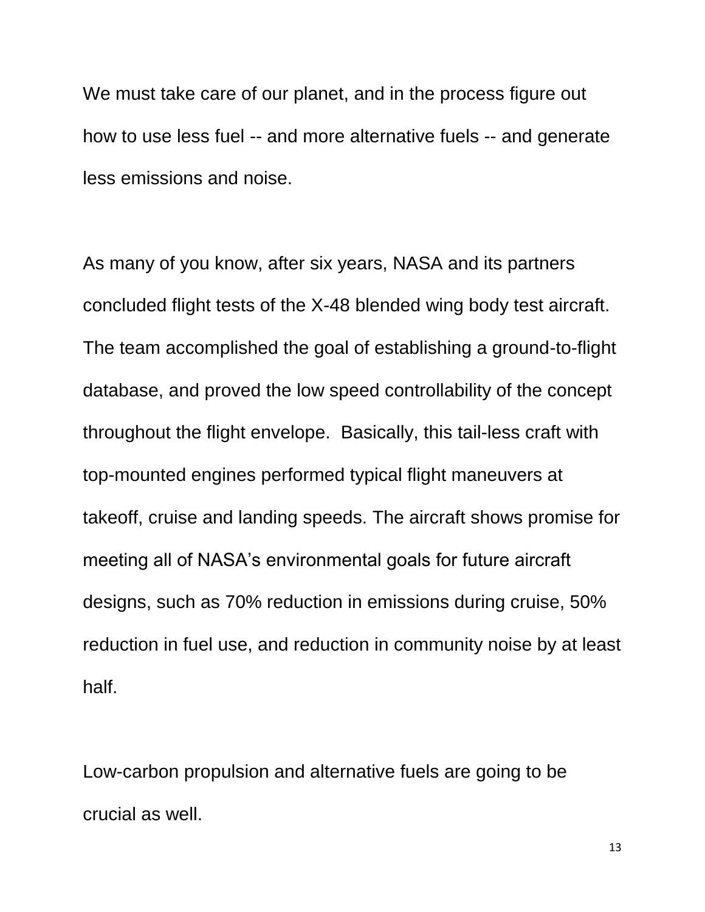We must take care of our planet, and in the process figure out how to use less fuel -- and more alternative fuels -- and generate less emissions and noise.

As many of you know, after six years, NASA and its partners concluded flight tests of the X-48 blended wing body test aircraft. The team accomplished the goal of establishing a ground-to-flight database, and proved the low speed controllability of the concept throughout the flight envelope.  Basically, this tail-less craft with top-mounted engines performed typical flight maneuvers at takeoff, cruise and landing speeds. The aircraft shows promise for meeting all of NASA's environmental goals for future aircraft designs, such as 70% reduction in emissions during cruise, 50% reduction in fuel use, and reduction in community noise by at least half.

Low-carbon propulsion and alternative fuels are going to be crucial as well.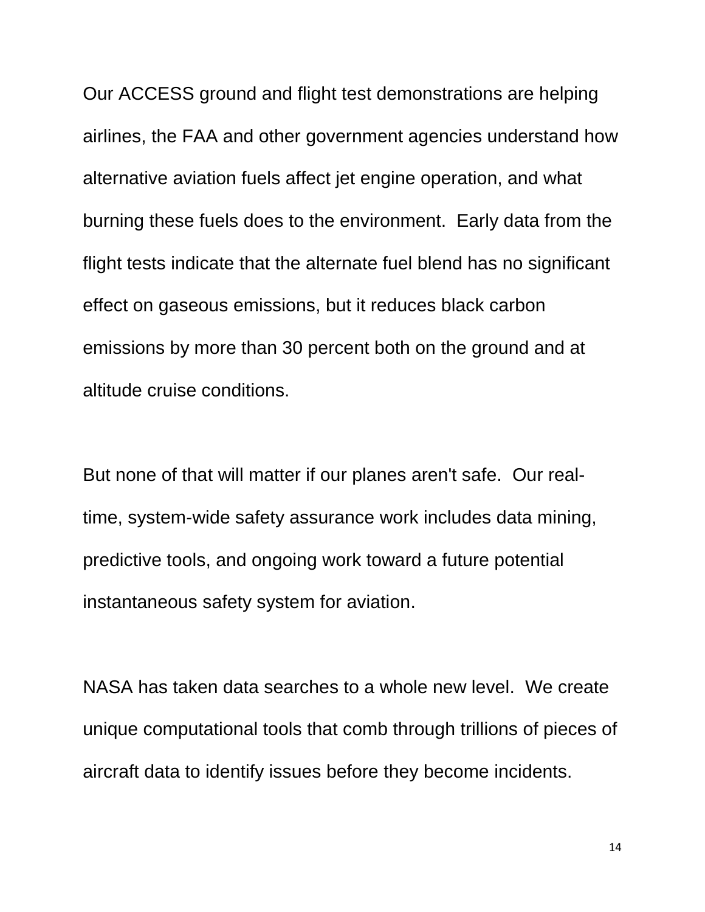Our ACCESS ground and flight test demonstrations are helping airlines, the FAA and other government agencies understand how alternative aviation fuels affect jet engine operation, and what burning these fuels does to the environment.  Early data from the flight tests indicate that the alternate fuel blend has no significant effect on gaseous emissions, but it reduces black carbon emissions by more than 30 percent both on the ground and at altitude cruise conditions.

But none of that will matter if our planes aren't safe.  Our real-time, system-wide safety assurance work includes data mining, predictive tools, and ongoing work toward a future potential instantaneous safety system for aviation.

NASA has taken data searches to a whole new level.  We create unique computational tools that comb through trillions of pieces of aircraft data to identify issues before they become incidents.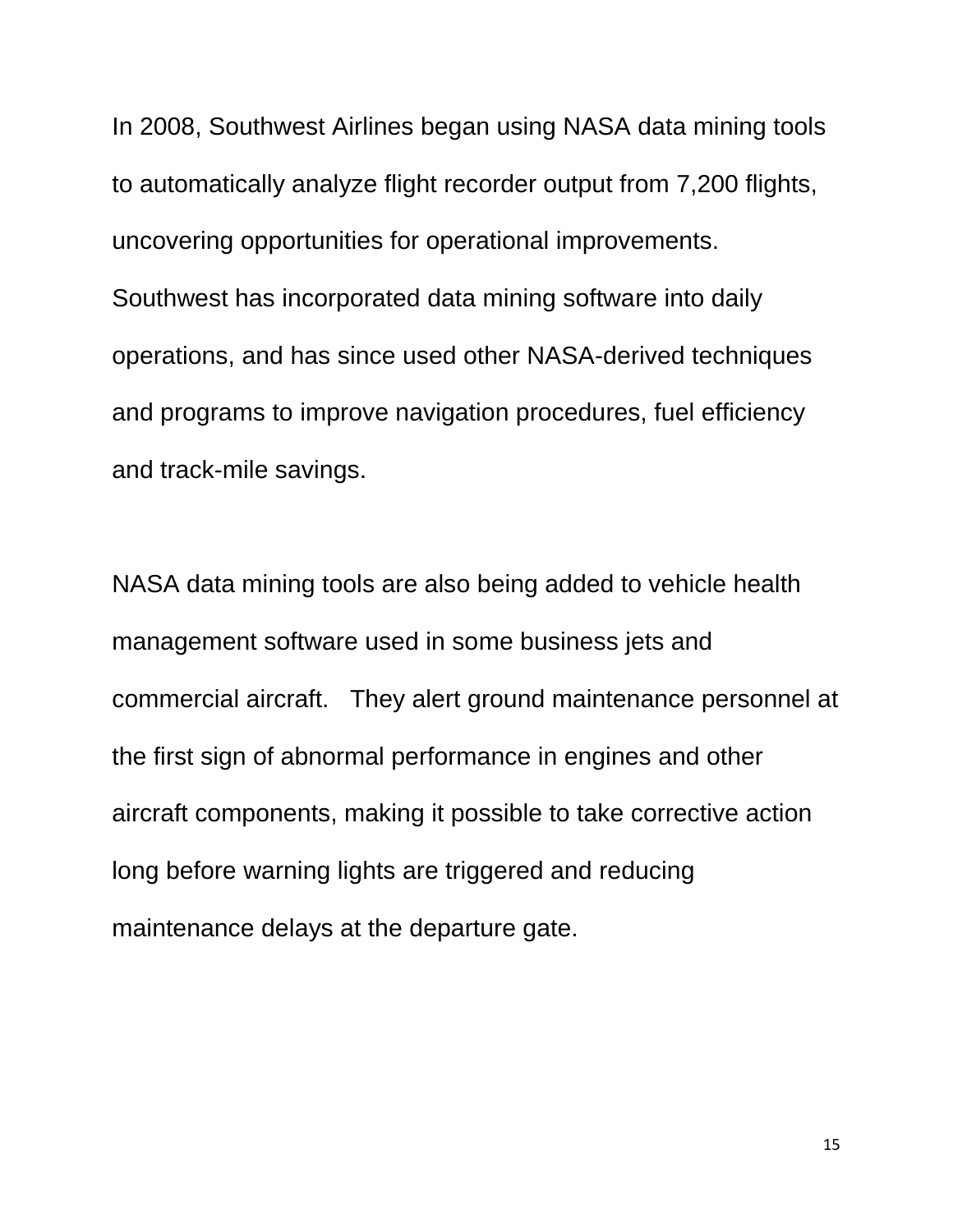In 2008, Southwest Airlines began using NASA data mining tools to automatically analyze flight recorder output from 7,200 flights, uncovering opportunities for operational improvements. Southwest has incorporated data mining software into daily operations, and has since used other NASA-derived techniques and programs to improve navigation procedures, fuel efficiency and track-mile savings.

NASA data mining tools are also being added to vehicle health management software used in some business jets and commercial aircraft. They alert ground maintenance personnel at the first sign of abnormal performance in engines and other aircraft components, making it possible to take corrective action long before warning lights are triggered and reducing maintenance delays at the departure gate.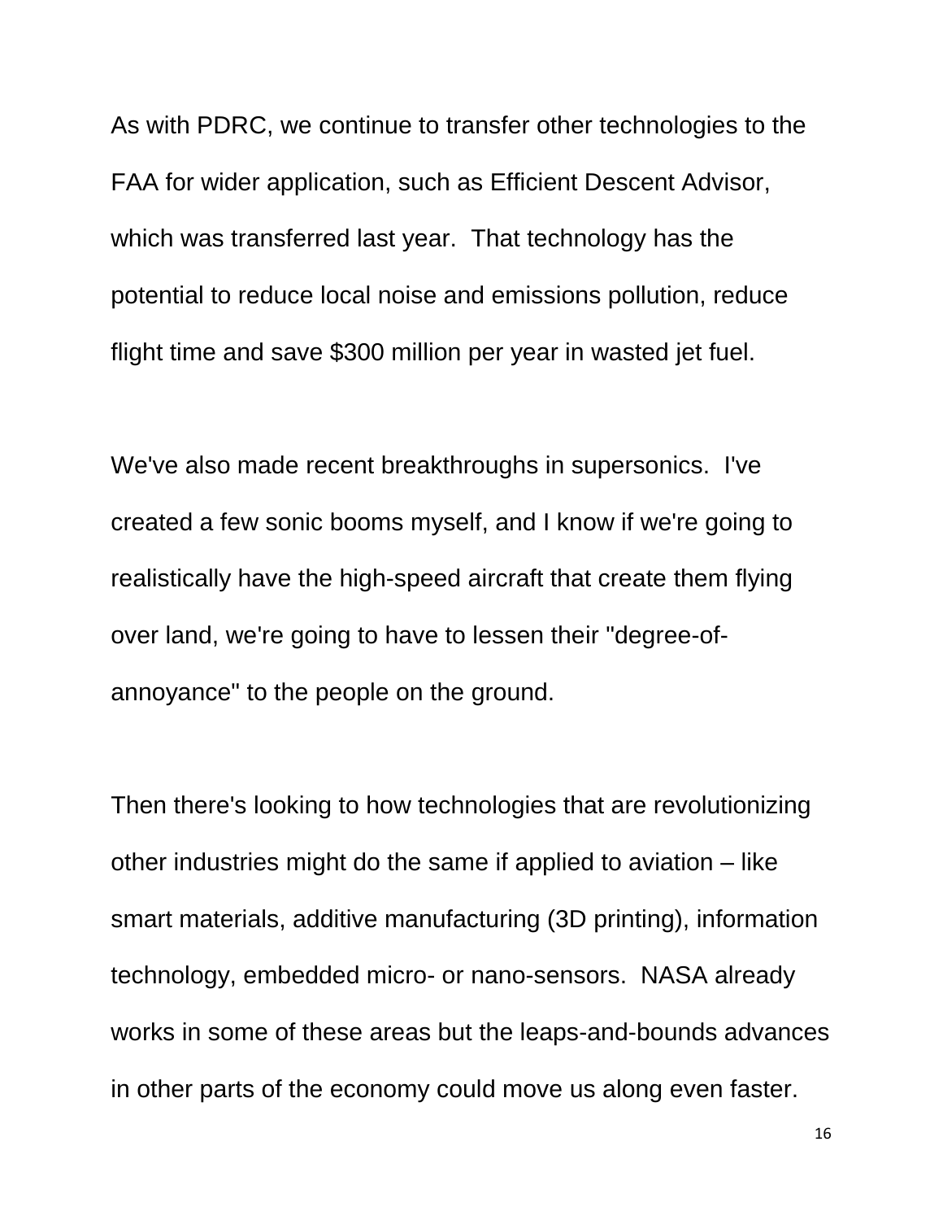As with PDRC, we continue to transfer other technologies to the FAA for wider application, such as Efficient Descent Advisor, which was transferred last year. That technology has the potential to reduce local noise and emissions pollution, reduce flight time and save $300 million per year in wasted jet fuel.

We've also made recent breakthroughs in supersonics. I've created a few sonic booms myself, and I know if we're going to realistically have the high-speed aircraft that create them flying over land, we're going to have to lessen their "degree-of-annoyance" to the people on the ground.

Then there's looking to how technologies that are revolutionizing other industries might do the same if applied to aviation – like smart materials, additive manufacturing (3D printing), information technology, embedded micro- or nano-sensors. NASA already works in some of these areas but the leaps-and-bounds advances in other parts of the economy could move us along even faster.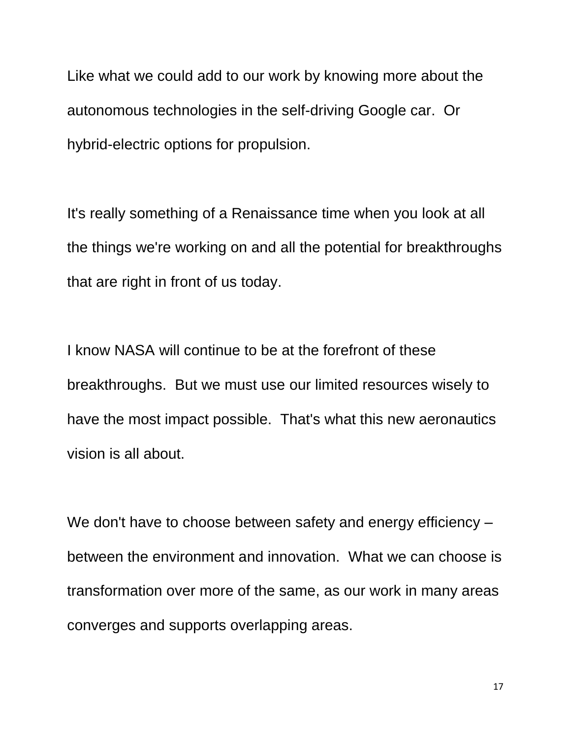Like what we could add to our work by knowing more about the autonomous technologies in the self-driving Google car. Or hybrid-electric options for propulsion.

It's really something of a Renaissance time when you look at all the things we're working on and all the potential for breakthroughs that are right in front of us today.

I know NASA will continue to be at the forefront of these breakthroughs. But we must use our limited resources wisely to have the most impact possible. That's what this new aeronautics vision is all about.

We don't have to choose between safety and energy efficiency – between the environment and innovation. What we can choose is transformation over more of the same, as our work in many areas converges and supports overlapping areas.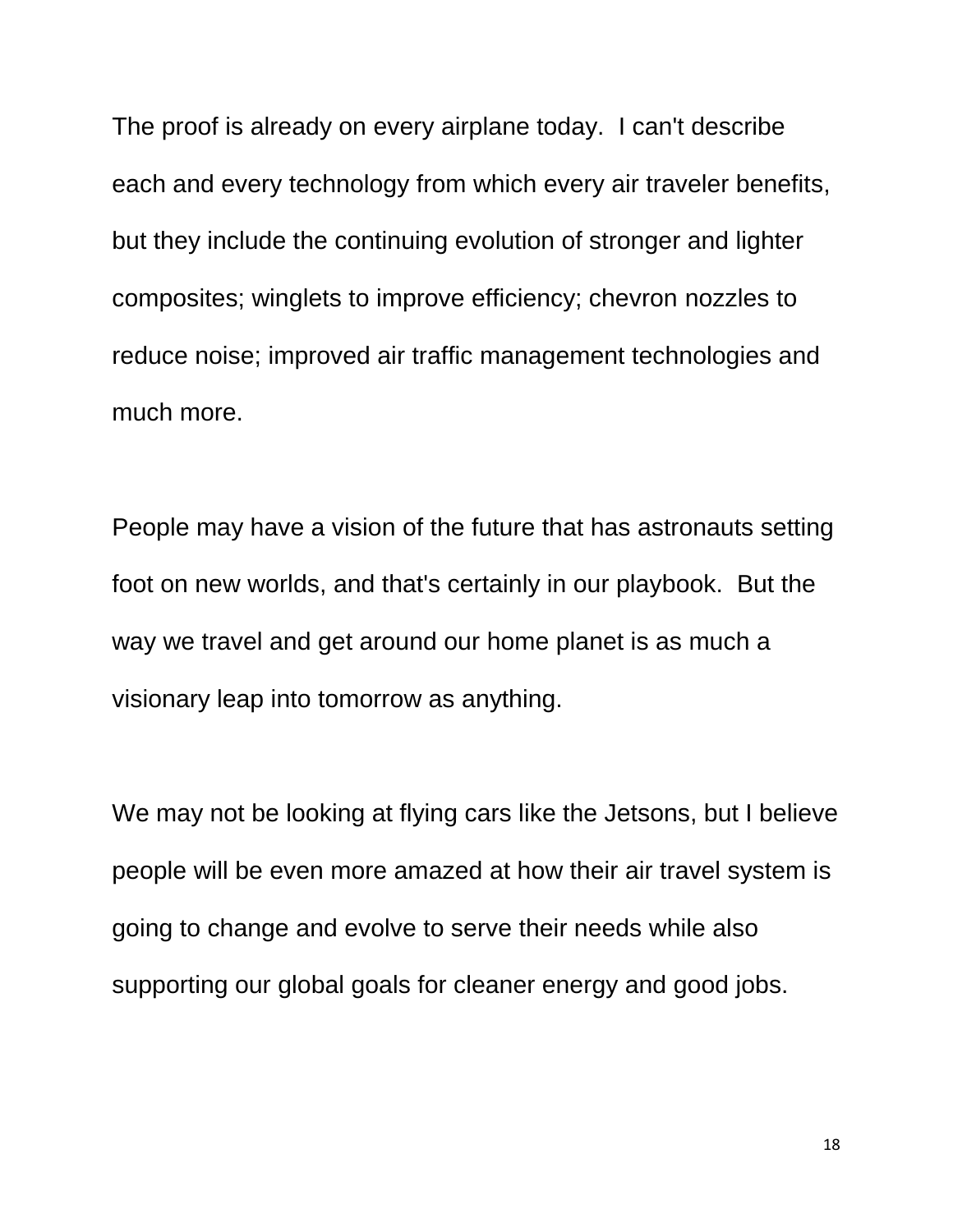The proof is already on every airplane today.  I can't describe each and every technology from which every air traveler benefits, but they include the continuing evolution of stronger and lighter composites; winglets to improve efficiency; chevron nozzles to reduce noise; improved air traffic management technologies and much more.

People may have a vision of the future that has astronauts setting foot on new worlds, and that's certainly in our playbook.  But the way we travel and get around our home planet is as much a visionary leap into tomorrow as anything.

We may not be looking at flying cars like the Jetsons, but I believe people will be even more amazed at how their air travel system is going to change and evolve to serve their needs while also supporting our global goals for cleaner energy and good jobs.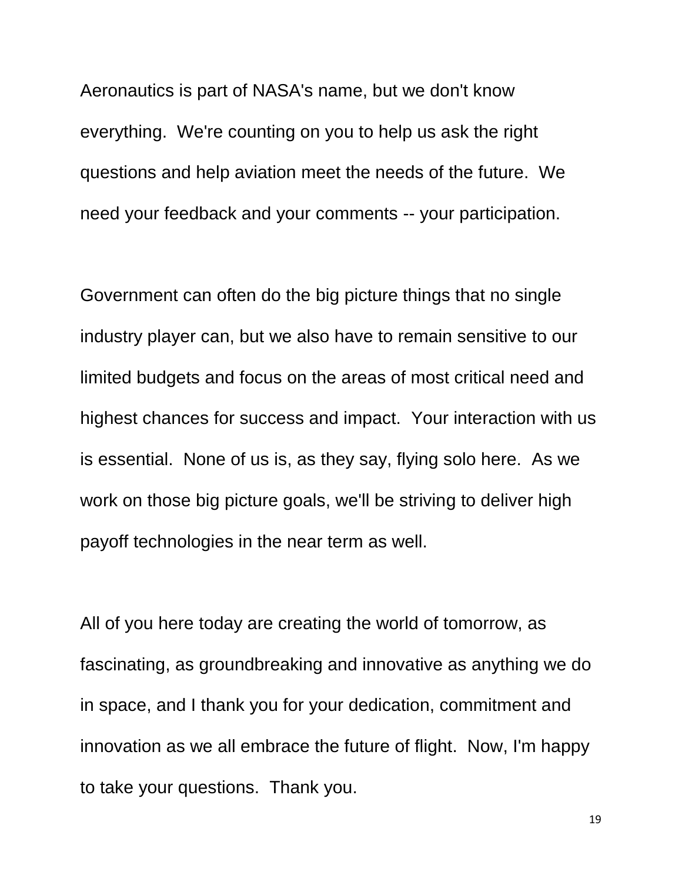Aeronautics is part of NASA's name, but we don't know everything. We're counting on you to help us ask the right questions and help aviation meet the needs of the future. We need your feedback and your comments -- your participation.

Government can often do the big picture things that no single industry player can, but we also have to remain sensitive to our limited budgets and focus on the areas of most critical need and highest chances for success and impact. Your interaction with us is essential. None of us is, as they say, flying solo here. As we work on those big picture goals, we'll be striving to deliver high payoff technologies in the near term as well.

All of you here today are creating the world of tomorrow, as fascinating, as groundbreaking and innovative as anything we do in space, and I thank you for your dedication, commitment and innovation as we all embrace the future of flight. Now, I'm happy to take your questions. Thank you.